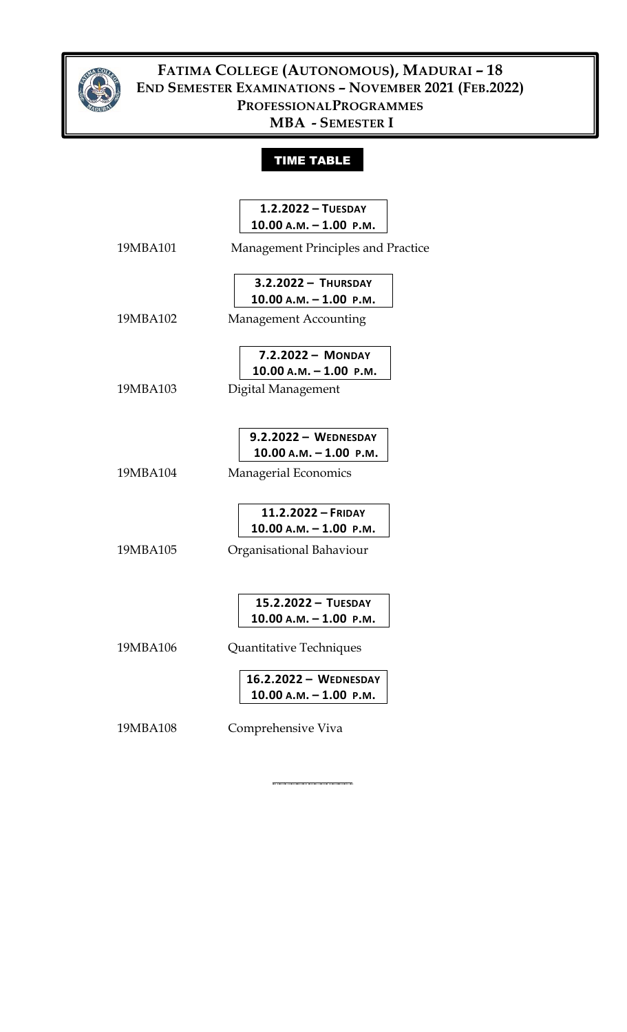# FATIMA COLLEGE (AUTONOMOUS), MADURAI – 18

## END SEMESTER EXAMINATIONS – NOVEMBER 2021 (FEB.2022)

## PROFESSIONALPROGRAMMES

## MBA - SEMESTER I

**TIME TABLE**

**1.2.2022 – TUESDAY**
**10.00 A.M. – 1.00 P.M.**

19MBA101 Management Principles and Practice

**3.2.2022 – THURSDAY**
**10.00 A.M. – 1.00 P.M.**

19MBA102 Management Accounting

**7.2.2022 – MONDAY**
**10.00 A.M. – 1.00 P.M.**

19MBA103 Digital Management

**9.2.2022 – WEDNESDAY**
**10.00 A.M. – 1.00 P.M.**

19MBA104 Managerial Economics

**11.2.2022 – FRIDAY**
**10.00 A.M. – 1.00 P.M.**

19MBA105 Organisational Bahaviour

**15.2.2022 – TUESDAY**
**10.00 A.M. – 1.00 P.M.**

19MBA106 Quantitative Techniques

**16.2.2022 – WEDNESDAY**
**10.00 A.M. – 1.00 P.M.**

19MBA108 Comprehensive Viva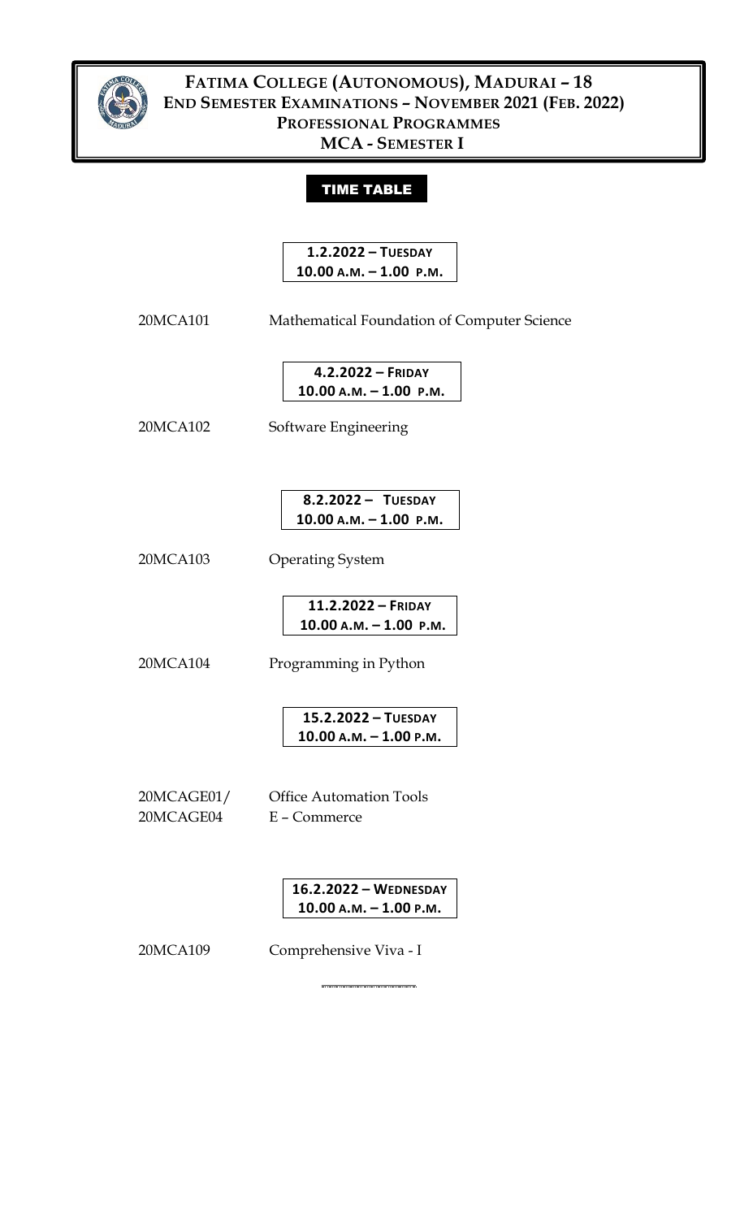# FATIMA COLLEGE (AUTONOMOUS), MADURAI – 18
## END SEMESTER EXAMINATIONS – NOVEMBER 2021 (FEB. 2022)
## PROFESSIONAL PROGRAMMES
## MCA - SEMESTER I

**TIME TABLE**

**1.2.2022 – TUESDAY**
**10.00 A.M. – 1.00 P.M.**

20MCA101 Mathematical Foundation of Computer Science

**4.2.2022 – FRIDAY**
**10.00 A.M. – 1.00 P.M.**

20MCA102 Software Engineering

**8.2.2022 – TUESDAY**
**10.00 A.M. – 1.00 P.M.**

20MCA103 Operating System

**11.2.2022 – FRIDAY**
**10.00 A.M. – 1.00 P.M.**

20MCA104 Programming in Python

**15.2.2022 – TUESDAY**
**10.00 A.M. – 1.00 P.M.**

20MCAGE01/ Office Automation Tools
20MCAGE04 E – Commerce

**16.2.2022 – WEDNESDAY**
**10.00 A.M. – 1.00 P.M.**

20MCA109 Comprehensive Viva - I